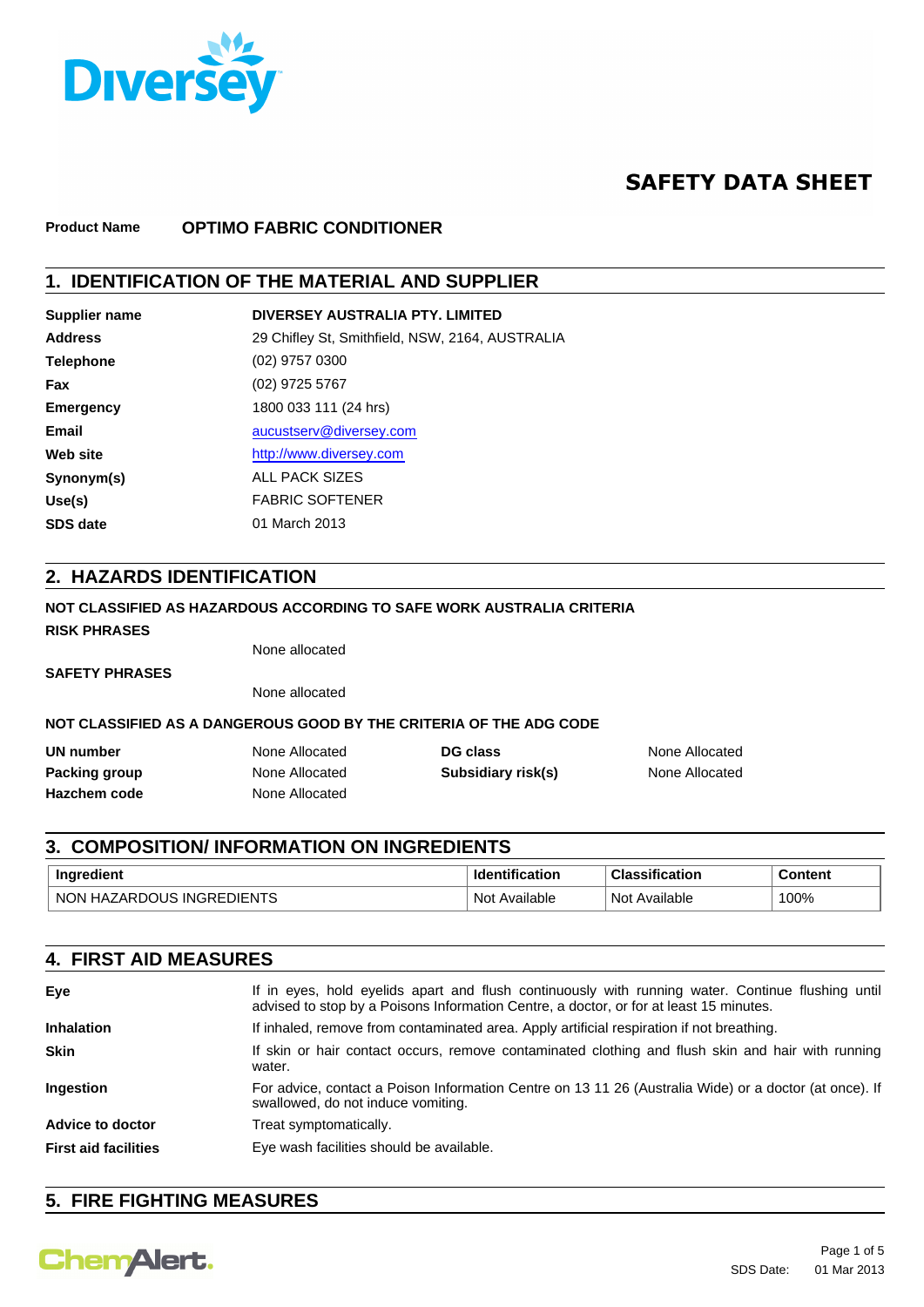# SAFETY DATA SHEET

**Product Name** **OPTIMO FABRIC CONDITIONER**

## 1. IDENTIFICATION OF THE MATERIAL AND SUPPLIER

| | |
|---|---|
| **Supplier name** | **DIVERSEY AUSTRALIA PTY. LIMITED** |
| **Address** | 29 Chifley St, Smithfield, NSW, 2164, AUSTRALIA |
| **Telephone** | (02) 9757 0300 |
| **Fax** | (02) 9725 5767 |
| **Emergency** | 1800 033 111 (24 hrs) |
| **Email** | aucustserv@diversey.com |
| **Web site** | http://www.diversey.com |
| **Synonym(s)** | ALL PACK SIZES |
| **Use(s)** | FABRIC SOFTENER |
| **SDS date** | 01 March 2013 |

## 2. HAZARDS IDENTIFICATION

**NOT CLASSIFIED AS HAZARDOUS ACCORDING TO SAFE WORK AUSTRALIA CRITERIA**

**RISK PHRASES**

None allocated

**SAFETY PHRASES**

None allocated

**NOT CLASSIFIED AS A DANGEROUS GOOD BY THE CRITERIA OF THE ADG CODE**

| | | | |
|---|---|---|---|
| **UN number** | None Allocated | **DG class** | None Allocated |
| **Packing group** | None Allocated | **Subsidiary risk(s)** | None Allocated |
| **Hazchem code** | None Allocated | | |

## 3. COMPOSITION/ INFORMATION ON INGREDIENTS

| Ingredient | Identification | Classification | Content |
|---|---|---|---|
| NON HAZARDOUS INGREDIENTS | Not Available | Not Available | 100% |

## 4. FIRST AID MEASURES

| | |
|---|---|
| **Eye** | If in eyes, hold eyelids apart and flush continuously with running water. Continue flushing until advised to stop by a Poisons Information Centre, a doctor, or for at least 15 minutes. |
| **Inhalation** | If inhaled, remove from contaminated area. Apply artificial respiration if not breathing. |
| **Skin** | If skin or hair contact occurs, remove contaminated clothing and flush skin and hair with running water. |
| **Ingestion** | For advice, contact a Poison Information Centre on 13 11 26 (Australia Wide) or a doctor (at once). If swallowed, do not induce vomiting. |
| **Advice to doctor** | Treat symptomatically. |
| **First aid facilities** | Eye wash facilities should be available. |

## 5. FIRE FIGHTING MEASURES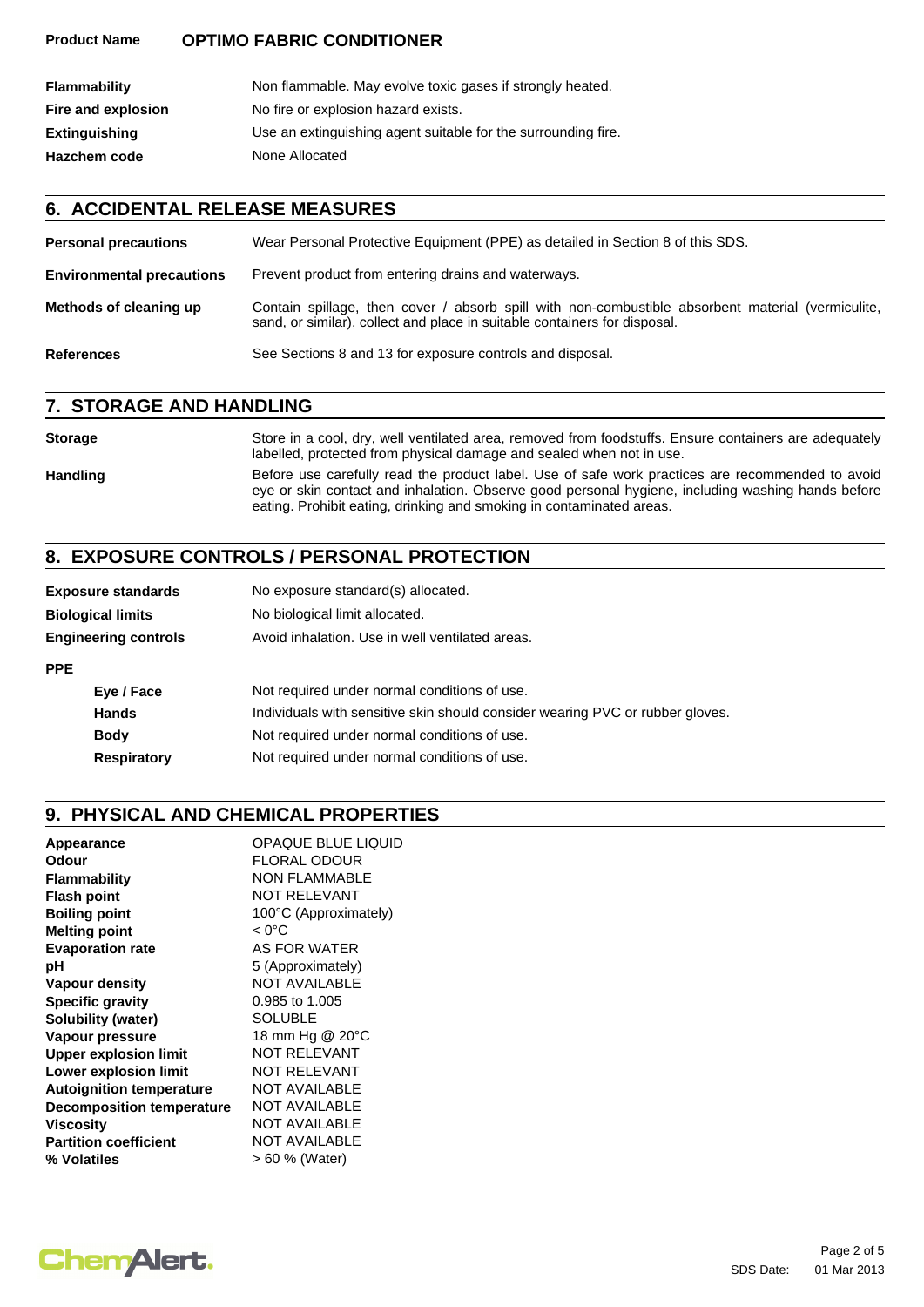| | |
|---|---|
| **Flammability** | Non flammable. May evolve toxic gases if strongly heated. |
| **Fire and explosion** | No fire or explosion hazard exists. |
| **Extinguishing** | Use an extinguishing agent suitable for the surrounding fire. |
| **Hazchem code** | None Allocated |

## 6. ACCIDENTAL RELEASE MEASURES

| | |
|---|---|
| **Personal precautions** | Wear Personal Protective Equipment (PPE) as detailed in Section 8 of this SDS. |
| **Environmental precautions** | Prevent product from entering drains and waterways. |
| **Methods of cleaning up** | Contain spillage, then cover / absorb spill with non-combustible absorbent material (vermiculite, sand, or similar), collect and place in suitable containers for disposal. |
| **References** | See Sections 8 and 13 for exposure controls and disposal. |

## 7. STORAGE AND HANDLING

| | |
|---|---|
| **Storage** | Store in a cool, dry, well ventilated area, removed from foodstuffs. Ensure containers are adequately labelled, protected from physical damage and sealed when not in use. |
| **Handling** | Before use carefully read the product label. Use of safe work practices are recommended to avoid eye or skin contact and inhalation. Observe good personal hygiene, including washing hands before eating. Prohibit eating, drinking and smoking in contaminated areas. |

## 8. EXPOSURE CONTROLS / PERSONAL PROTECTION

| | |
|---|---|
| **Exposure standards** | No exposure standard(s) allocated. |
| **Biological limits** | No biological limit allocated. |
| **Engineering controls** | Avoid inhalation. Use in well ventilated areas. |

**PPE**

| | |
|---|---|
| **Eye / Face** | Not required under normal conditions of use. |
| **Hands** | Individuals with sensitive skin should consider wearing PVC or rubber gloves. |
| **Body** | Not required under normal conditions of use. |
| **Respiratory** | Not required under normal conditions of use. |

## 9. PHYSICAL AND CHEMICAL PROPERTIES

| | |
|---|---|
| **Appearance** | OPAQUE BLUE LIQUID |
| **Odour** | FLORAL ODOUR |
| **Flammability** | NON FLAMMABLE |
| **Flash point** | NOT RELEVANT |
| **Boiling point** | 100°C (Approximately) |
| **Melting point** | < 0°C |
| **Evaporation rate** | AS FOR WATER |
| **pH** | 5 (Approximately) |
| **Vapour density** | NOT AVAILABLE |
| **Specific gravity** | 0.985 to 1.005 |
| **Solubility (water)** | SOLUBLE |
| **Vapour pressure** | 18 mm Hg @ 20°C |
| **Upper explosion limit** | NOT RELEVANT |
| **Lower explosion limit** | NOT RELEVANT |
| **Autoignition temperature** | NOT AVAILABLE |
| **Decomposition temperature** | NOT AVAILABLE |
| **Viscosity** | NOT AVAILABLE |
| **Partition coefficient** | NOT AVAILABLE |
| **% Volatiles** | > 60 % (Water) |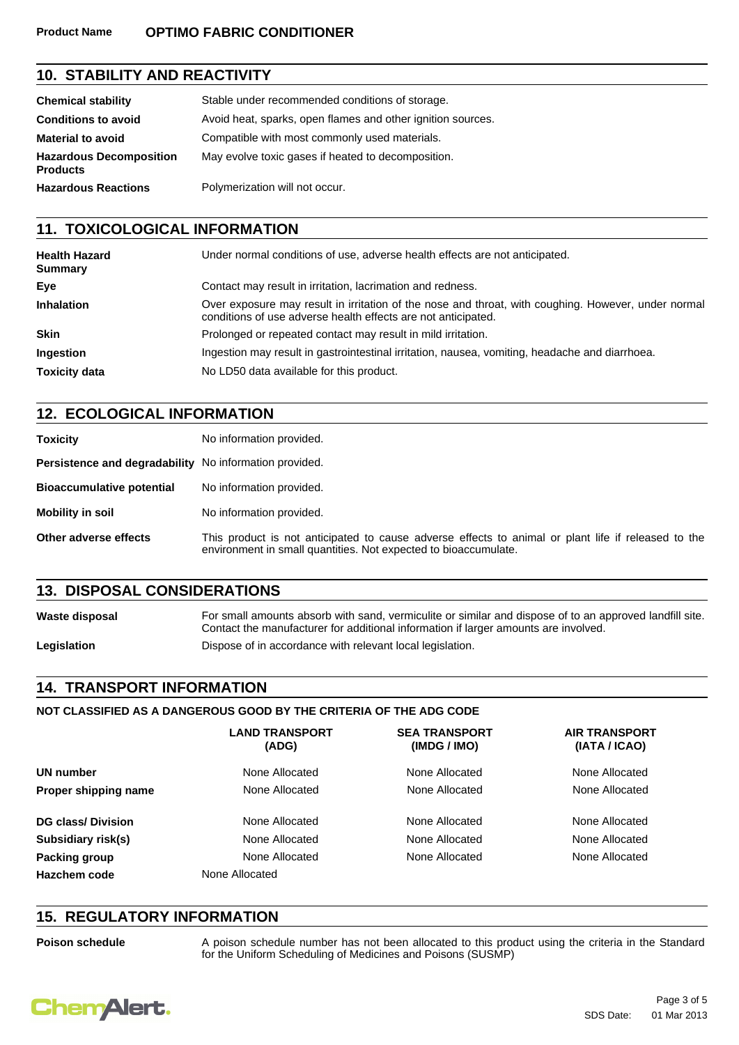## 10. STABILITY AND REACTIVITY

| | |
|---|---|
| **Chemical stability** | Stable under recommended conditions of storage. |
| **Conditions to avoid** | Avoid heat, sparks, open flames and other ignition sources. |
| **Material to avoid** | Compatible with most commonly used materials. |
| **Hazardous Decomposition Products** | May evolve toxic gases if heated to decomposition. |
| **Hazardous Reactions** | Polymerization will not occur. |

## 11. TOXICOLOGICAL INFORMATION

| | |
|---|---|
| **Health Hazard Summary** | Under normal conditions of use, adverse health effects are not anticipated. |
| **Eye** | Contact may result in irritation, lacrimation and redness. |
| **Inhalation** | Over exposure may result in irritation of the nose and throat, with coughing. However, under normal conditions of use adverse health effects are not anticipated. |
| **Skin** | Prolonged or repeated contact may result in mild irritation. |
| **Ingestion** | Ingestion may result in gastrointestinal irritation, nausea, vomiting, headache and diarrhoea. |
| **Toxicity data** | No LD50 data available for this product. |

## 12. ECOLOGICAL INFORMATION

| | |
|---|---|
| **Toxicity** | No information provided. |
| **Persistence and degradability** | No information provided. |
| **Bioaccumulative potential** | No information provided. |
| **Mobility in soil** | No information provided. |
| **Other adverse effects** | This product is not anticipated to cause adverse effects to animal or plant life if released to the environment in small quantities. Not expected to bioaccumulate. |

## 13. DISPOSAL CONSIDERATIONS

| | |
|---|---|
| **Waste disposal** | For small amounts absorb with sand, vermiculite or similar and dispose of to an approved landfill site. Contact the manufacturer for additional information if larger amounts are involved. |
| **Legislation** | Dispose of in accordance with relevant local legislation. |

## 14. TRANSPORT INFORMATION

**NOT CLASSIFIED AS A DANGEROUS GOOD BY THE CRITERIA OF THE ADG CODE**

| | LAND TRANSPORT (ADG) | SEA TRANSPORT (IMDG / IMO) | AIR TRANSPORT (IATA / ICAO) |
|---|---|---|---|
| **UN number** | None Allocated | None Allocated | None Allocated |
| **Proper shipping name** | None Allocated | None Allocated | None Allocated |
| **DG class/ Division** | None Allocated | None Allocated | None Allocated |
| **Subsidiary risk(s)** | None Allocated | None Allocated | None Allocated |
| **Packing group** | None Allocated | None Allocated | None Allocated |
| **Hazchem code** | None Allocated | | |

## 15. REGULATORY INFORMATION

| | |
|---|---|
| **Poison schedule** | A poison schedule number has not been allocated to this product using the criteria in the Standard for the Uniform Scheduling of Medicines and Poisons (SUSMP) |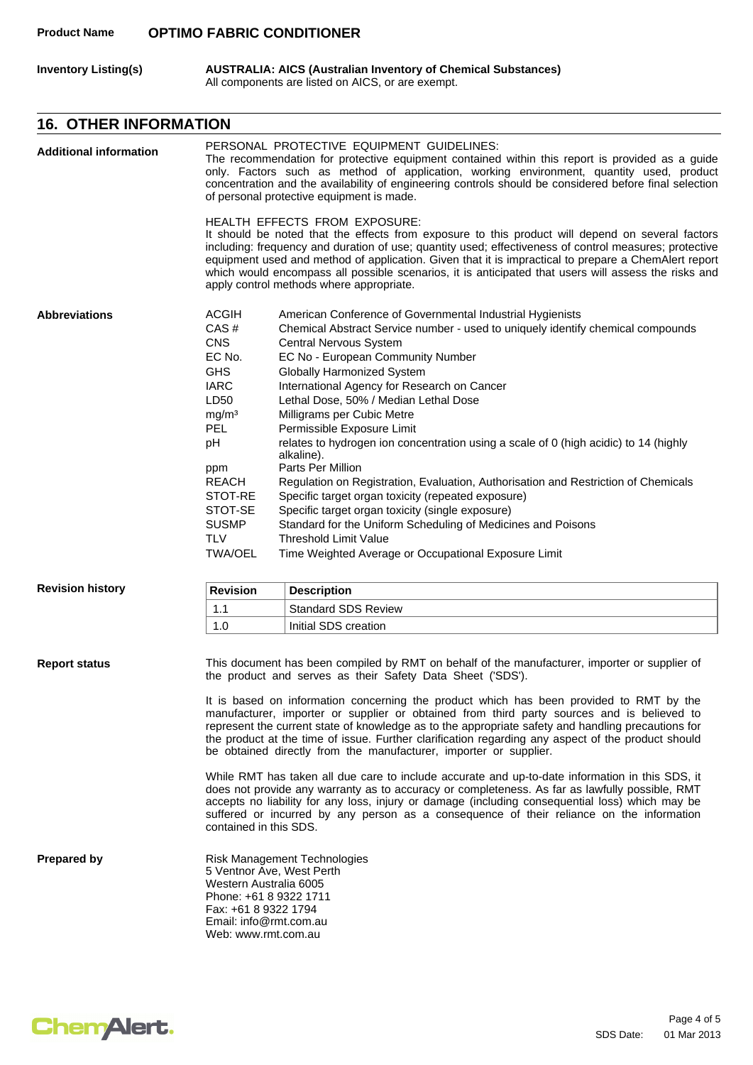**Product Name** **OPTIMO FABRIC CONDITIONER**

**Inventory Listing(s)** **AUSTRALIA: AICS (Australian Inventory of Chemical Substances)**
All components are listed on AICS, or are exempt.

## 16. OTHER INFORMATION

**Additional information**

PERSONAL PROTECTIVE EQUIPMENT GUIDELINES:
The recommendation for protective equipment contained within this report is provided as a guide only. Factors such as method of application, working environment, quantity used, product concentration and the availability of engineering controls should be considered before final selection of personal protective equipment is made.

HEALTH EFFECTS FROM EXPOSURE:
It should be noted that the effects from exposure to this product will depend on several factors including: frequency and duration of use; quantity used; effectiveness of control measures; protective equipment used and method of application. Given that it is impractical to prepare a ChemAlert report which would encompass all possible scenarios, it is anticipated that users will assess the risks and apply control methods where appropriate.

**Abbreviations**

| | |
|---|---|
| ACGIH | American Conference of Governmental Industrial Hygienists |
| CAS # | Chemical Abstract Service number - used to uniquely identify chemical compounds |
| CNS | Central Nervous System |
| EC No. | EC No - European Community Number |
| GHS | Globally Harmonized System |
| IARC | International Agency for Research on Cancer |
| LD50 | Lethal Dose, 50% / Median Lethal Dose |
| $mg/m^3$ | Milligrams per Cubic Metre |
| PEL | Permissible Exposure Limit |
| pH | relates to hydrogen ion concentration using a scale of 0 (high acidic) to 14 (highly alkaline). |
| ppm | Parts Per Million |
| REACH | Regulation on Registration, Evaluation, Authorisation and Restriction of Chemicals |
| STOT-RE | Specific target organ toxicity (repeated exposure) |
| STOT-SE | Specific target organ toxicity (single exposure) |
| SUSMP | Standard for the Uniform Scheduling of Medicines and Poisons |
| TLV | Threshold Limit Value |
| TWA/OEL | Time Weighted Average or Occupational Exposure Limit |

**Revision history**

| Revision | Description |
|---|---|
| 1.1 | Standard SDS Review |
| 1.0 | Initial SDS creation |

**Report status**

This document has been compiled by RMT on behalf of the manufacturer, importer or supplier of the product and serves as their Safety Data Sheet ('SDS').

It is based on information concerning the product which has been provided to RMT by the manufacturer, importer or supplier or obtained from third party sources and is believed to represent the current state of knowledge as to the appropriate safety and handling precautions for the product at the time of issue. Further clarification regarding any aspect of the product should be obtained directly from the manufacturer, importer or supplier.

While RMT has taken all due care to include accurate and up-to-date information in this SDS, it does not provide any warranty as to accuracy or completeness. As far as lawfully possible, RMT accepts no liability for any loss, injury or damage (including consequential loss) which may be suffered or incurred by any person as a consequence of their reliance on the information contained in this SDS.

**Prepared by**

Risk Management Technologies
5 Ventnor Ave, West Perth
Western Australia 6005
Phone: +61 8 9322 1711
Fax: +61 8 9322 1794
Email: info@rmt.com.au
Web: www.rmt.com.au

SDS Date: 01 Mar 2013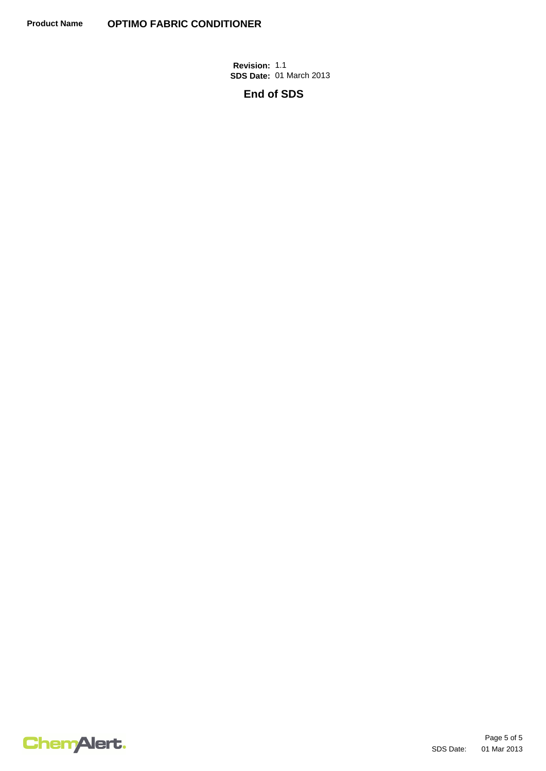**Revision:** 1.1
**SDS Date:** 01 March 2013

## End of SDS